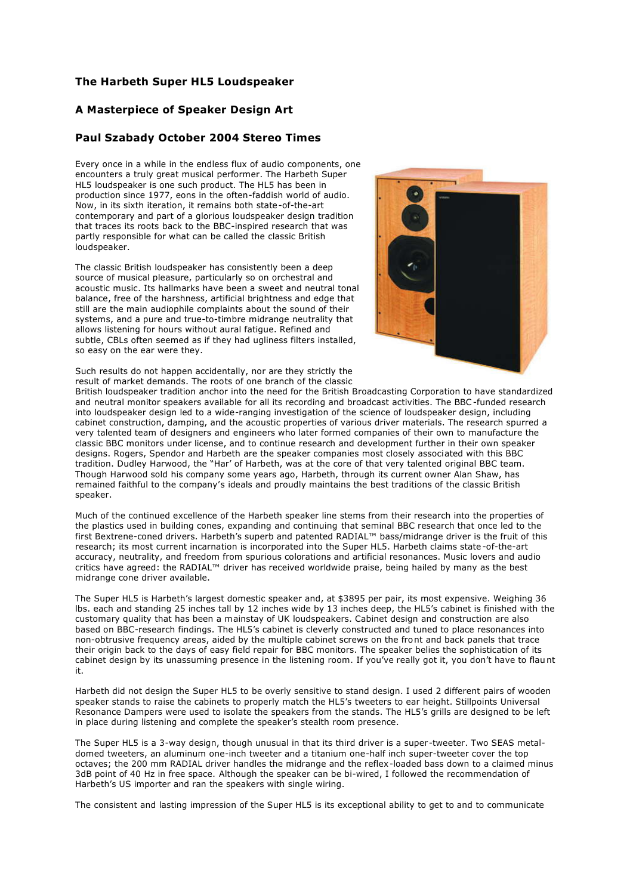# The Harbeth Super HL5 Loudspeaker

## A Masterpiece of Speaker Design Art

### Paul Szabady October 2004 Stereo Times

Every once in a while in the endless flux of audio components, one encounters a truly great musical performer. The Harbeth Super HL5 loudspeaker is one such product. The HL5 has been in production since 1977, eons in the often-faddish world of audio. Now, in its sixth iteration, it remains both state-of-the-art contemporary and part of a glorious loudspeaker design tradition that traces its roots back to the BBC-inspired research that was partly responsible for what can be called the classic British loudspeaker.

The classic British loudspeaker has consistently been a deep source of musical pleasure, particularly so on orchestral and acoustic music. Its hallmarks have been a sweet and neutral tonal balance, free of the harshness, artificial brightness and edge that still are the main audiophile complaints about the sound of their systems, and a pure and true-to-timbre midrange neutrality that allows listening for hours without aural fatigue. Refined and subtle, CBLs often seemed as if they had ugliness filters installed, so easy on the ear were they.

Such results do not happen accidentally, nor are they strictly the result of market demands. The roots of one branch of the classic British loudspeaker tradition anchor into the need for the British Broadcasting Corporation to have standardized and neutral monitor speakers available for all its recording and broadcast activities. The BBC-funded research into loudspeaker design led to a wide-ranging investigation of the science of loudspeaker design, including cabinet construction, damping, and the acoustic properties of various driver materials. The research spurred a very talented team of designers and engineers who later formed companies of their own to manufacture the classic BBC monitors under license, and to continue research and development further in their own speaker designs. Rogers, Spendor and Harbeth are the speaker companies most closely associated with this BBC tradition. Dudley Harwood, the "Har' of Harbeth, was at the core of that very talented original BBC team. Though Harwood sold his company some years ago, Harbeth, through its current owner Alan Shaw, has remained faithful to the company's ideals and proudly maintains the best traditions of the classic British speaker.

Much of the continued excellence of the Harbeth speaker line stems from their research into the properties of the plastics used in building cones, expanding and continuing that seminal BBC research that once led to the first Bextrene-coned drivers. Harbeth's superb and patented RADIAL™ bass/midrange driver is the fruit of this research; its most current incarnation is incorporated into the Super HL5. Harbeth claims state-of-the-art accuracy, neutrality, and freedom from spurious colorations and artificial resonances. Music lovers and audio critics have agreed: the RADIAL™ driver has received worldwide praise, being hailed by many as the best midrange cone driver available.

The Super HL5 is Harbeth's largest domestic speaker and, at $3895 per pair, its most expensive. Weighing 36 lbs. each and standing 25 inches tall by 12 inches wide by 13 inches deep, the HL5's cabinet is finished with the customary quality that has been a mainstay of UK loudspeakers. Cabinet design and construction are also based on BBC-research findings. The HL5's cabinet is cleverly constructed and tuned to place resonances into non-obtrusive frequency areas, aided by the multiple cabinet screws on the front and back panels that trace their origin back to the days of easy field repair for BBC monitors. The speaker belies the sophistication of its cabinet design by its unassuming presence in the listening room. If you've really got it, you don't have to flaunt it.

Harbeth did not design the Super HL5 to be overly sensitive to stand design. I used 2 different pairs of wooden speaker stands to raise the cabinets to properly match the HL5's tweeters to ear height. Stillpoints Universal Resonance Dampers were used to isolate the speakers from the stands. The HL5's grills are designed to be left in place during listening and complete the speaker's stealth room presence.

The Super HL5 is a 3-way design, though unusual in that its third driver is a super-tweeter. Two SEAS metal-domed tweeters, an aluminum one-inch tweeter and a titanium one-half inch super-tweeter cover the top octaves; the 200 mm RADIAL driver handles the midrange and the reflex-loaded bass down to a claimed minus 3dB point of 40 Hz in free space. Although the speaker can be bi-wired, I followed the recommendation of Harbeth's US importer and ran the speakers with single wiring.

The consistent and lasting impression of the Super HL5 is its exceptional ability to get to and to communicate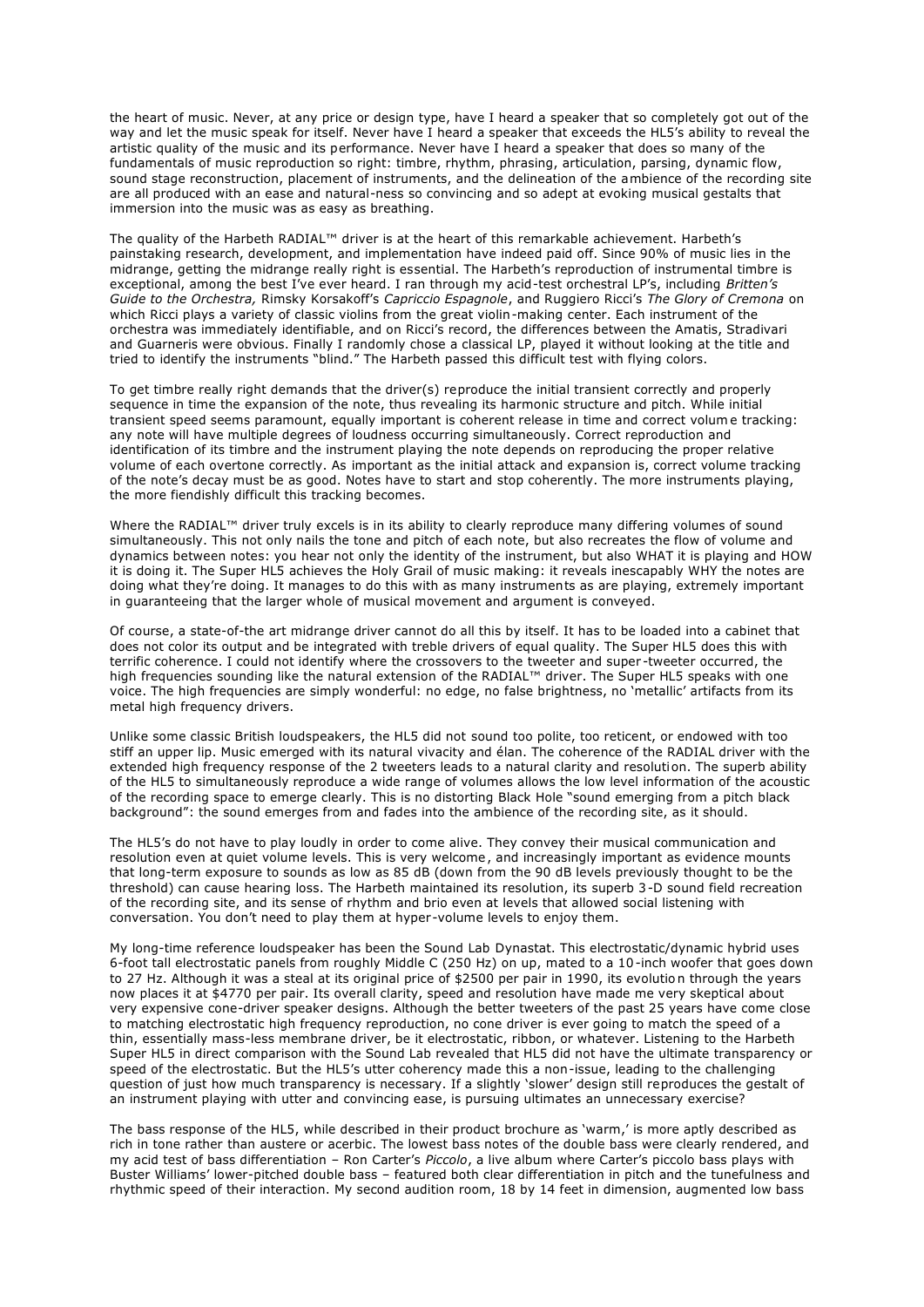the heart of music. Never, at any price or design type, have I heard a speaker that so completely got out of the way and let the music speak for itself. Never have I heard a speaker that exceeds the HL5's ability to reveal the artistic quality of the music and its performance. Never have I heard a speaker that does so many of the fundamentals of music reproduction so right: timbre, rhythm, phrasing, articulation, parsing, dynamic flow, sound stage reconstruction, placement of instruments, and the delineation of the ambience of the recording site are all produced with an ease and natural-ness so convincing and so adept at evoking musical gestalts that immersion into the music was as easy as breathing.

The quality of the Harbeth RADIAL™ driver is at the heart of this remarkable achievement. Harbeth's painstaking research, development, and implementation have indeed paid off. Since 90% of music lies in the midrange, getting the midrange really right is essential. The Harbeth's reproduction of instrumental timbre is exceptional, among the best I've ever heard. I ran through my acid-test orchestral LP's, including *Britten's Guide to the Orchestra,* Rimsky Korsakoff's *Capriccio Espagnole*, and Ruggiero Ricci's *The Glory of Cremona* on which Ricci plays a variety of classic violins from the great violin-making center. Each instrument of the orchestra was immediately identifiable, and on Ricci's record, the differences between the Amatis, Stradivari and Guarneris were obvious. Finally I randomly chose a classical LP, played it without looking at the title and tried to identify the instruments "blind." The Harbeth passed this difficult test with flying colors.

To get timbre really right demands that the driver(s) reproduce the initial transient correctly and properly sequence in time the expansion of the note, thus revealing its harmonic structure and pitch. While initial transient speed seems paramount, equally important is coherent release in time and correct volume tracking: any note will have multiple degrees of loudness occurring simultaneously. Correct reproduction and identification of its timbre and the instrument playing the note depends on reproducing the proper relative volume of each overtone correctly. As important as the initial attack and expansion is, correct volume tracking of the note's decay must be as good. Notes have to start and stop coherently. The more instruments playing, the more fiendishly difficult this tracking becomes.

Where the RADIAL™ driver truly excels is in its ability to clearly reproduce many differing volumes of sound simultaneously. This not only nails the tone and pitch of each note, but also recreates the flow of volume and dynamics between notes: you hear not only the identity of the instrument, but also WHAT it is playing and HOW it is doing it. The Super HL5 achieves the Holy Grail of music making: it reveals inescapably WHY the notes are doing what they're doing. It manages to do this with as many instruments as are playing, extremely important in guaranteeing that the larger whole of musical movement and argument is conveyed.

Of course, a state-of-the art midrange driver cannot do all this by itself. It has to be loaded into a cabinet that does not color its output and be integrated with treble drivers of equal quality. The Super HL5 does this with terrific coherence. I could not identify where the crossovers to the tweeter and super-tweeter occurred, the high frequencies sounding like the natural extension of the RADIAL™ driver. The Super HL5 speaks with one voice. The high frequencies are simply wonderful: no edge, no false brightness, no 'metallic' artifacts from its metal high frequency drivers.

Unlike some classic British loudspeakers, the HL5 did not sound too polite, too reticent, or endowed with too stiff an upper lip. Music emerged with its natural vivacity and élan. The coherence of the RADIAL driver with the extended high frequency response of the 2 tweeters leads to a natural clarity and resolution. The superb ability of the HL5 to simultaneously reproduce a wide range of volumes allows the low level information of the acoustic of the recording space to emerge clearly. This is no distorting Black Hole "sound emerging from a pitch black background": the sound emerges from and fades into the ambience of the recording site, as it should.

The HL5's do not have to play loudly in order to come alive. They convey their musical communication and resolution even at quiet volume levels. This is very welcome, and increasingly important as evidence mounts that long-term exposure to sounds as low as 85 dB (down from the 90 dB levels previously thought to be the threshold) can cause hearing loss. The Harbeth maintained its resolution, its superb 3-D sound field recreation of the recording site, and its sense of rhythm and brio even at levels that allowed social listening with conversation. You don't need to play them at hyper-volume levels to enjoy them.

My long-time reference loudspeaker has been the Sound Lab Dynastat. This electrostatic/dynamic hybrid uses 6-foot tall electrostatic panels from roughly Middle C (250 Hz) on up, mated to a 10-inch woofer that goes down to 27 Hz. Although it was a steal at its original price of $2500 per pair in 1990, its evolution through the years now places it at $4770 per pair. Its overall clarity, speed and resolution have made me very skeptical about very expensive cone-driver speaker designs. Although the better tweeters of the past 25 years have come close to matching electrostatic high frequency reproduction, no cone driver is ever going to match the speed of a thin, essentially mass-less membrane driver, be it electrostatic, ribbon, or whatever. Listening to the Harbeth Super HL5 in direct comparison with the Sound Lab revealed that HL5 did not have the ultimate transparency or speed of the electrostatic. But the HL5's utter coherency made this a non-issue, leading to the challenging question of just how much transparency is necessary. If a slightly 'slower' design still reproduces the gestalt of an instrument playing with utter and convincing ease, is pursuing ultimates an unnecessary exercise?

The bass response of the HL5, while described in their product brochure as 'warm,' is more aptly described as rich in tone rather than austere or acerbic. The lowest bass notes of the double bass were clearly rendered, and my acid test of bass differentiation – Ron Carter's *Piccolo*, a live album where Carter's piccolo bass plays with Buster Williams' lower-pitched double bass – featured both clear differentiation in pitch and the tunefulness and rhythmic speed of their interaction. My second audition room, 18 by 14 feet in dimension, augmented low bass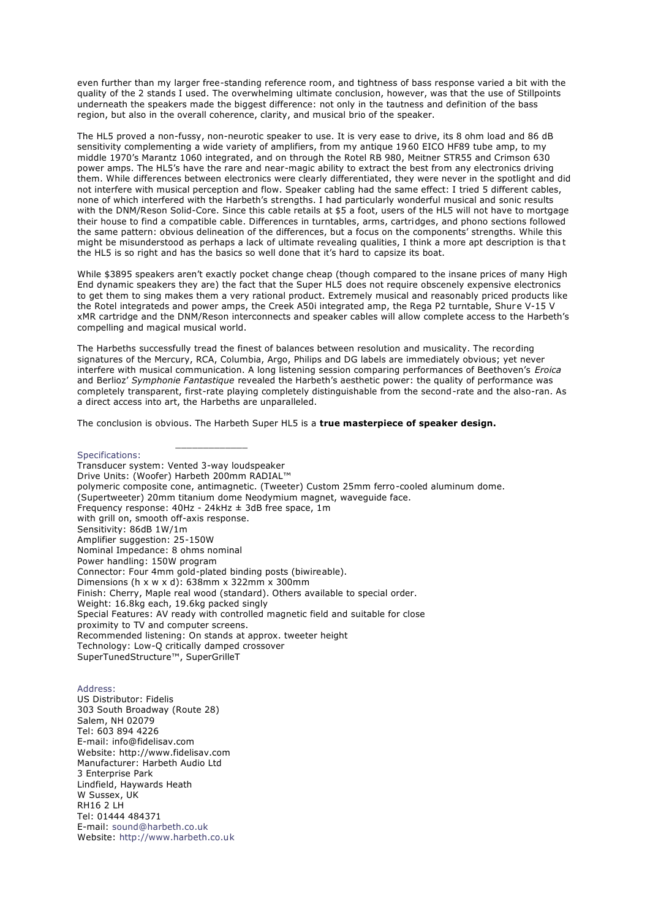even further than my larger free-standing reference room, and tightness of bass response varied a bit with the quality of the 2 stands I used. The overwhelming ultimate conclusion, however, was that the use of Stillpoints underneath the speakers made the biggest difference: not only in the tautness and definition of the bass region, but also in the overall coherence, clarity, and musical brio of the speaker.

The HL5 proved a non-fussy, non-neurotic speaker to use. It is very ease to drive, its 8 ohm load and 86 dB sensitivity complementing a wide variety of amplifiers, from my antique 1960 EICO HF89 tube amp, to my middle 1970's Marantz 1060 integrated, and on through the Rotel RB 980, Meitner STR55 and Crimson 630 power amps. The HL5's have the rare and near-magic ability to extract the best from any electronics driving them. While differences between electronics were clearly differentiated, they were never in the spotlight and did not interfere with musical perception and flow. Speaker cabling had the same effect: I tried 5 different cables, none of which interfered with the Harbeth's strengths. I had particularly wonderful musical and sonic results with the DNM/Reson Solid-Core. Since this cable retails at $5 a foot, users of the HL5 will not have to mortgage their house to find a compatible cable. Differences in turntables, arms, cartridges, and phono sections followed the same pattern: obvious delineation of the differences, but a focus on the components' strengths. While this might be misunderstood as perhaps a lack of ultimate revealing qualities, I think a more apt description is that the HL5 is so right and has the basics so well done that it's hard to capsize its boat.

While $3895 speakers aren't exactly pocket change cheap (though compared to the insane prices of many High End dynamic speakers they are) the fact that the Super HL5 does not require obscenely expensive electronics to get them to sing makes them a very rational product. Extremely musical and reasonably priced products like the Rotel integrateds and power amps, the Creek A50i integrated amp, the Rega P2 turntable, Shure V-15 V xMR cartridge and the DNM/Reson interconnects and speaker cables will allow complete access to the Harbeth's compelling and magical musical world.

The Harbeths successfully tread the finest of balances between resolution and musicality. The recording signatures of the Mercury, RCA, Columbia, Argo, Philips and DG labels are immediately obvious; yet never interfere with musical communication. A long listening session comparing performances of Beethoven's *Eroica* and Berlioz' *Symphonie Fantastique* revealed the Harbeth's aesthetic power: the quality of performance was completely transparent, first-rate playing completely distinguishable from the second-rate and the also-ran. As a direct access into art, the Harbeths are unparalleled.

The conclusion is obvious. The Harbeth Super HL5 is a **true masterpiece of speaker design.**

---

Specifications:
Transducer system: Vented 3-way loudspeaker
Drive Units: (Woofer) Harbeth 200mm RADIAL™
polymeric composite cone, antimagnetic. (Tweeter) Custom 25mm ferro-cooled aluminum dome.
(Supertweeter) 20mm titanium dome Neodymium magnet, waveguide face.
Frequency response: 40Hz - 24kHz ± 3dB free space, 1m
with grill on, smooth off-axis response.
Sensitivity: 86dB 1W/1m
Amplifier suggestion: 25-150W
Nominal Impedance: 8 ohms nominal
Power handling: 150W program
Connector: Four 4mm gold-plated binding posts (biwireable).
Dimensions (h x w x d): 638mm x 322mm x 300mm
Finish: Cherry, Maple real wood (standard). Others available to special order.
Weight: 16.8kg each, 19.6kg packed singly
Special Features: AV ready with controlled magnetic field and suitable for close
proximity to TV and computer screens.
Recommended listening: On stands at approx. tweeter height
Technology: Low-Q critically damped crossover
SuperTunedStructure™, SuperGrilleT

Address:
US Distributor: Fidelis
303 South Broadway (Route 28)
Salem, NH 02079
Tel: 603 894 4226
E-mail: info@fidelisav.com
Website: http://www.fidelisav.com
Manufacturer: Harbeth Audio Ltd
3 Enterprise Park
Lindfield, Haywards Heath
W Sussex, UK
RH16 2 LH
Tel: 01444 484371
E-mail: sound@harbeth.co.uk
Website: http://www.harbeth.co.uk